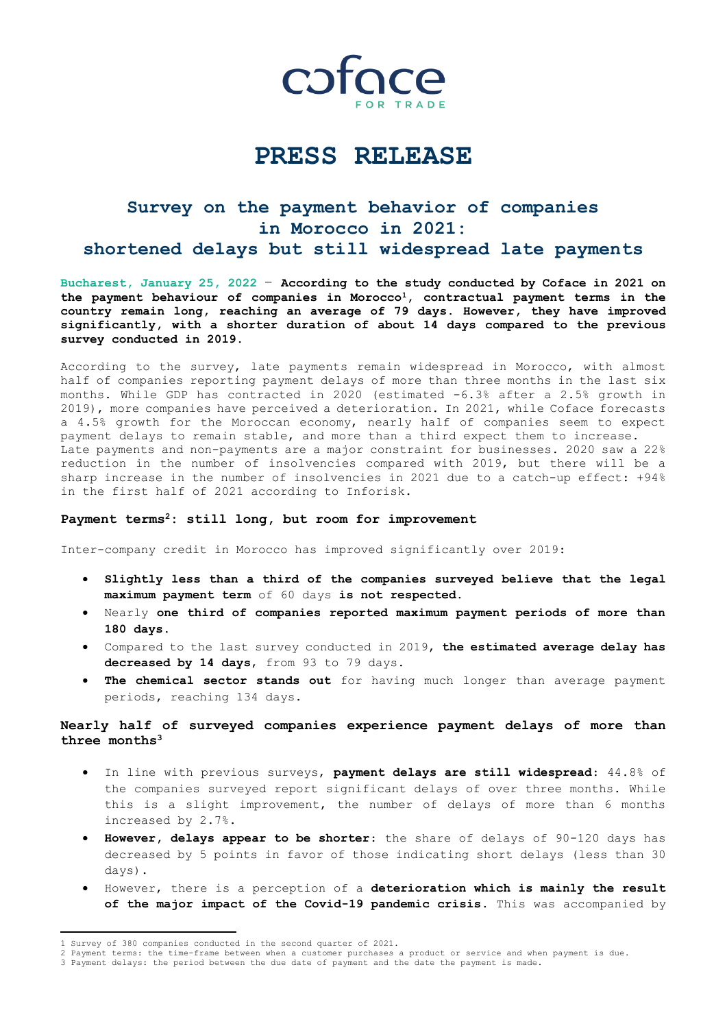coface FOR TRADE

# PRESS RELEASE

## Survey on the payment behavior of companies in Morocco in 2021: shortened delays but still widespread late payments

**Bucharest, January 25, 2022** – **According to the study conducted by Coface in 2021 on the payment behaviour of companies in Morocco[1], contractual payment terms in the country remain long, reaching an average of 79 days. However, they have improved significantly, with a shorter duration of about 14 days compared to the previous survey conducted in 2019.**

According to the survey, late payments remain widespread in Morocco, with almost half of companies reporting payment delays of more than three months in the last six months. While GDP has contracted in 2020 (estimated -6.3% after a 2.5% growth in 2019), more companies have perceived a deterioration. In 2021, while Coface forecasts a 4.5% growth for the Moroccan economy, nearly half of companies seem to expect payment delays to remain stable, and more than a third expect them to increase. Late payments and non-payments are a major constraint for businesses. 2020 saw a 22% reduction in the number of insolvencies compared with 2019, but there will be a sharp increase in the number of insolvencies in 2021 due to a catch-up effect: +94% in the first half of 2021 according to Inforisk.

### Payment terms[2]: still long, but room for improvement

Inter-company credit in Morocco has improved significantly over 2019:

- **Slightly less than a third of the companies surveyed believe that the legal maximum payment term** of 60 days **is not respected.**
- Nearly **one third of companies reported maximum payment periods of more than 180 days.**
- Compared to the last survey conducted in 2019, **the estimated average delay has decreased by 14 days**, from 93 to 79 days.
- **The chemical sector stands out** for having much longer than average payment periods, reaching 134 days.

### Nearly half of surveyed companies experience payment delays of more than three months[3]

- In line with previous surveys, **payment delays are still widespread:** 44.8% of the companies surveyed report significant delays of over three months. While this is a slight improvement, the number of delays of more than 6 months increased by 2.7%.
- **However, delays appear to be shorter:** the share of delays of 90-120 days has decreased by 5 points in favor of those indicating short delays (less than 30 days).
- However, there is a perception of a **deterioration which is mainly the result of the major impact of the Covid-19 pandemic crisis.** This was accompanied by

---

1 Survey of 380 companies conducted in the second quarter of 2021.
2 Payment terms: the time-frame between when a customer purchases a product or service and when payment is due.
3 Payment delays: the period between the due date of payment and the date the payment is made.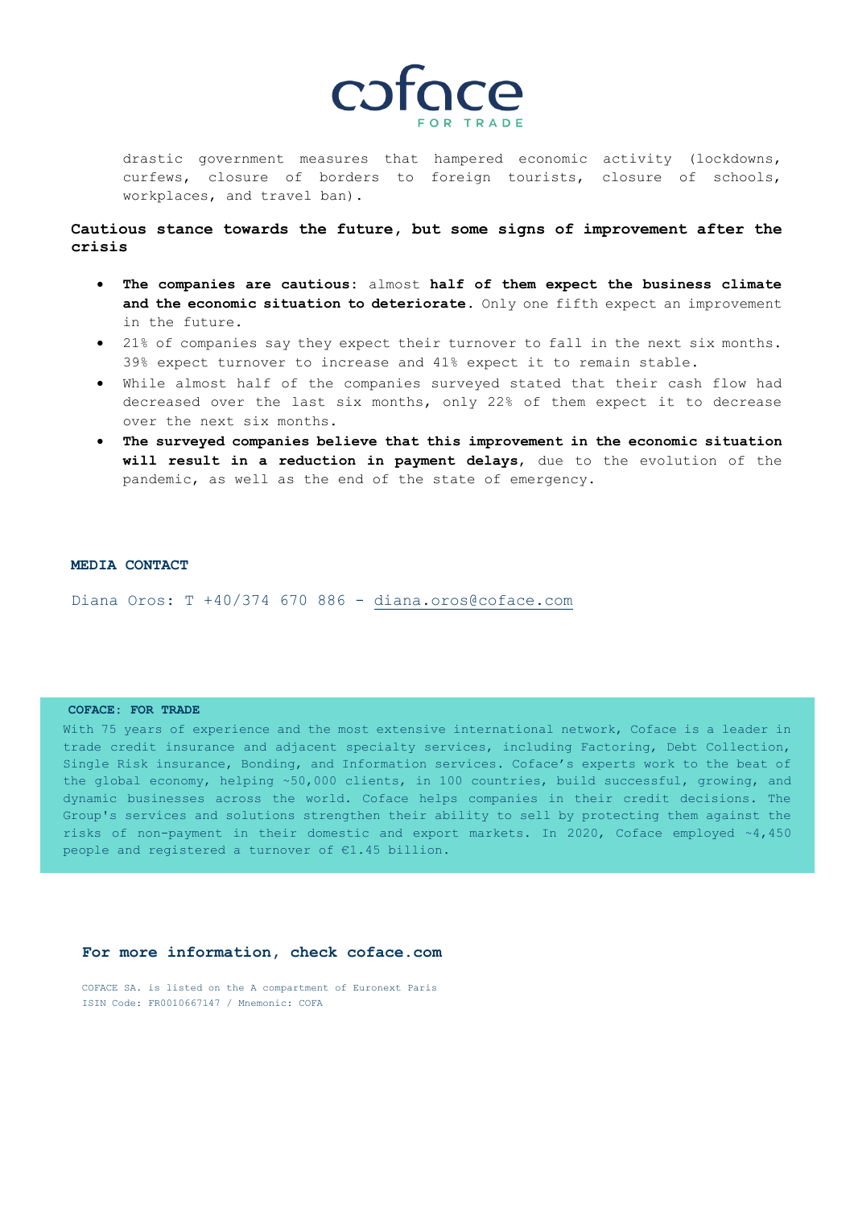drastic government measures that hampered economic activity (lockdowns, curfews, closure of borders to foreign tourists, closure of schools, workplaces, and travel ban).

**Cautious stance towards the future, but some signs of improvement after the crisis**

- **The companies are cautious**: almost **half of them expect the business climate and the economic situation to deteriorate**. Only one fifth expect an improvement in the future.
- 21% of companies say they expect their turnover to fall in the next six months. 39% expect turnover to increase and 41% expect it to remain stable.
- While almost half of the companies surveyed stated that their cash flow had decreased over the last six months, only 22% of them expect it to decrease over the next six months.
- **The surveyed companies believe that this improvement in the economic situation will result in a reduction in payment delays**, due to the evolution of the pandemic, as well as the end of the state of emergency.

**MEDIA CONTACT**

Diana Oros: T +40/374 670 886 - diana.oros@coface.com

**COFACE: FOR TRADE**

With 75 years of experience and the most extensive international network, Coface is a leader in trade credit insurance and adjacent specialty services, including Factoring, Debt Collection, Single Risk insurance, Bonding, and Information services. Coface's experts work to the beat of the global economy, helping ~50,000 clients, in 100 countries, build successful, growing, and dynamic businesses across the world. Coface helps companies in their credit decisions. The Group's services and solutions strengthen their ability to sell by protecting them against the risks of non-payment in their domestic and export markets. In 2020, Coface employed ~4,450 people and registered a turnover of €1.45 billion.

**For more information, check coface.com**

COFACE SA. is listed on the A compartment of Euronext Paris
ISIN Code: FR0010667147 / Mnemonic: COFA